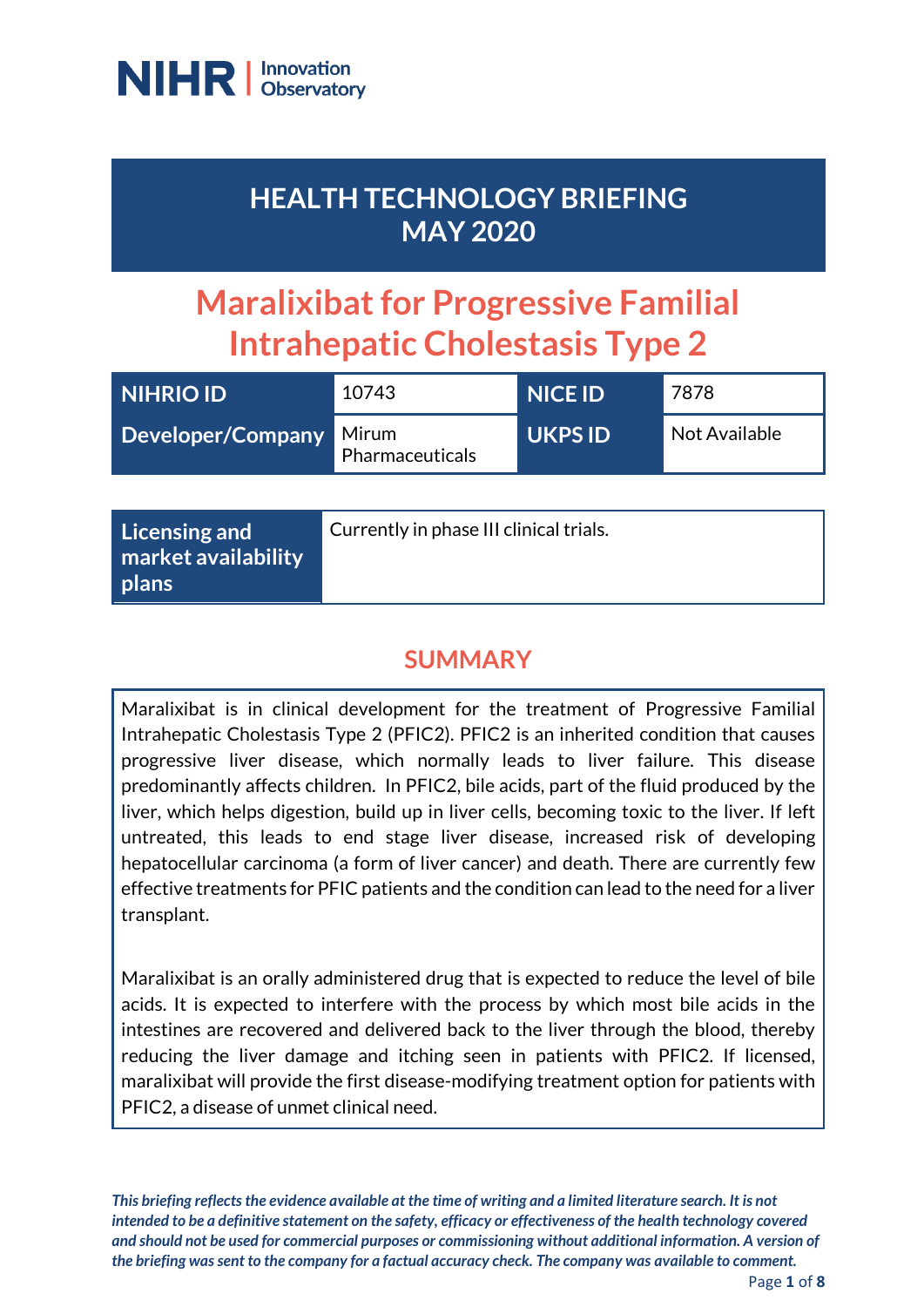NIHR | Innovation Observatory

# HEALTH TECHNOLOGY BRIEFING MAY 2020

# Maralixibat for Progressive Familial Intrahepatic Cholestasis Type 2

| NIHRIO ID | 10743 | NICE ID | 7878 |
|---|---|---|---|
| Developer/Company | Mirum Pharmaceuticals | UKPS ID | Not Available |

| Licensing and market availability plans | Currently in phase III clinical trials. |
|---|---|

## SUMMARY

Maralixibat is in clinical development for the treatment of Progressive Familial Intrahepatic Cholestasis Type 2 (PFIC2). PFIC2 is an inherited condition that causes progressive liver disease, which normally leads to liver failure. This disease predominantly affects children. In PFIC2, bile acids, part of the fluid produced by the liver, which helps digestion, build up in liver cells, becoming toxic to the liver. If left untreated, this leads to end stage liver disease, increased risk of developing hepatocellular carcinoma (a form of liver cancer) and death. There are currently few effective treatments for PFIC patients and the condition can lead to the need for a liver transplant.

Maralixibat is an orally administered drug that is expected to reduce the level of bile acids. It is expected to interfere with the process by which most bile acids in the intestines are recovered and delivered back to the liver through the blood, thereby reducing the liver damage and itching seen in patients with PFIC2. If licensed, maralixibat will provide the first disease-modifying treatment option for patients with PFIC2, a disease of unmet clinical need.

*This briefing reflects the evidence available at the time of writing and a limited literature search. It is not intended to be a definitive statement on the safety, efficacy or effectiveness of the health technology covered and should not be used for commercial purposes or commissioning without additional information. A version of the briefing was sent to the company for a factual accuracy check. The company was available to comment.*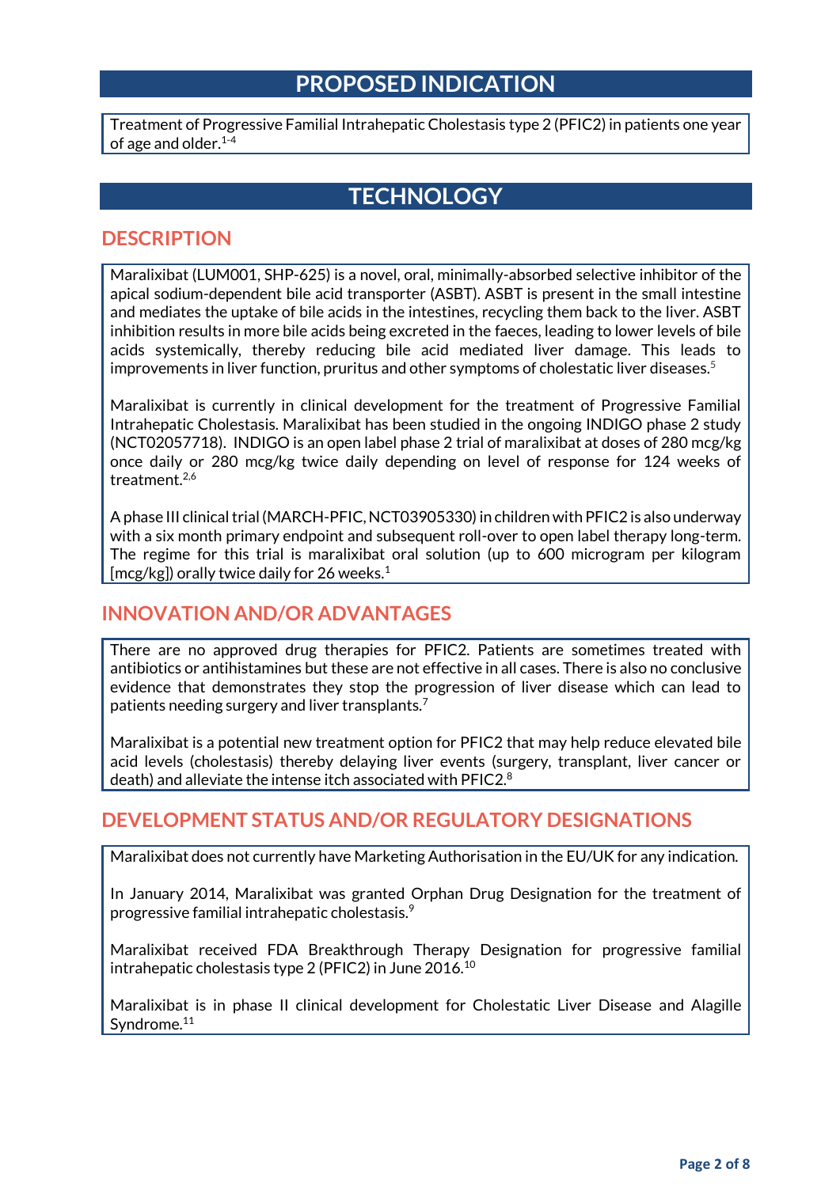# PROPOSED INDICATION

Treatment of Progressive Familial Intrahepatic Cholestasis type 2 (PFIC2) in patients one year of age and older.[1-4]

# TECHNOLOGY

## DESCRIPTION

Maralixibat (LUM001, SHP-625) is a novel, oral, minimally-absorbed selective inhibitor of the apical sodium-dependent bile acid transporter (ASBT). ASBT is present in the small intestine and mediates the uptake of bile acids in the intestines, recycling them back to the liver. ASBT inhibition results in more bile acids being excreted in the faeces, leading to lower levels of bile acids systemically, thereby reducing bile acid mediated liver damage. This leads to improvements in liver function, pruritus and other symptoms of cholestatic liver diseases.[5]

Maralixibat is currently in clinical development for the treatment of Progressive Familial Intrahepatic Cholestasis. Maralixibat has been studied in the ongoing INDIGO phase 2 study (NCT02057718). INDIGO is an open label phase 2 trial of maralixibat at doses of 280 mcg/kg once daily or 280 mcg/kg twice daily depending on level of response for 124 weeks of treatment.[2,6]

A phase III clinical trial (MARCH-PFIC, NCT03905330) in children with PFIC2 is also underway with a six month primary endpoint and subsequent roll-over to open label therapy long-term. The regime for this trial is maralixibat oral solution (up to 600 microgram per kilogram [mcg/kg]) orally twice daily for 26 weeks.[1]

## INNOVATION AND/OR ADVANTAGES

There are no approved drug therapies for PFIC2. Patients are sometimes treated with antibiotics or antihistamines but these are not effective in all cases. There is also no conclusive evidence that demonstrates they stop the progression of liver disease which can lead to patients needing surgery and liver transplants.[7]

Maralixibat is a potential new treatment option for PFIC2 that may help reduce elevated bile acid levels (cholestasis) thereby delaying liver events (surgery, transplant, liver cancer or death) and alleviate the intense itch associated with PFIC2.[8]

## DEVELOPMENT STATUS AND/OR REGULATORY DESIGNATIONS

Maralixibat does not currently have Marketing Authorisation in the EU/UK for any indication.

In January 2014, Maralixibat was granted Orphan Drug Designation for the treatment of progressive familial intrahepatic cholestasis.[9]

Maralixibat received FDA Breakthrough Therapy Designation for progressive familial intrahepatic cholestasis type 2 (PFIC2) in June 2016.[10]

Maralixibat is in phase II clinical development for Cholestatic Liver Disease and Alagille Syndrome.[11]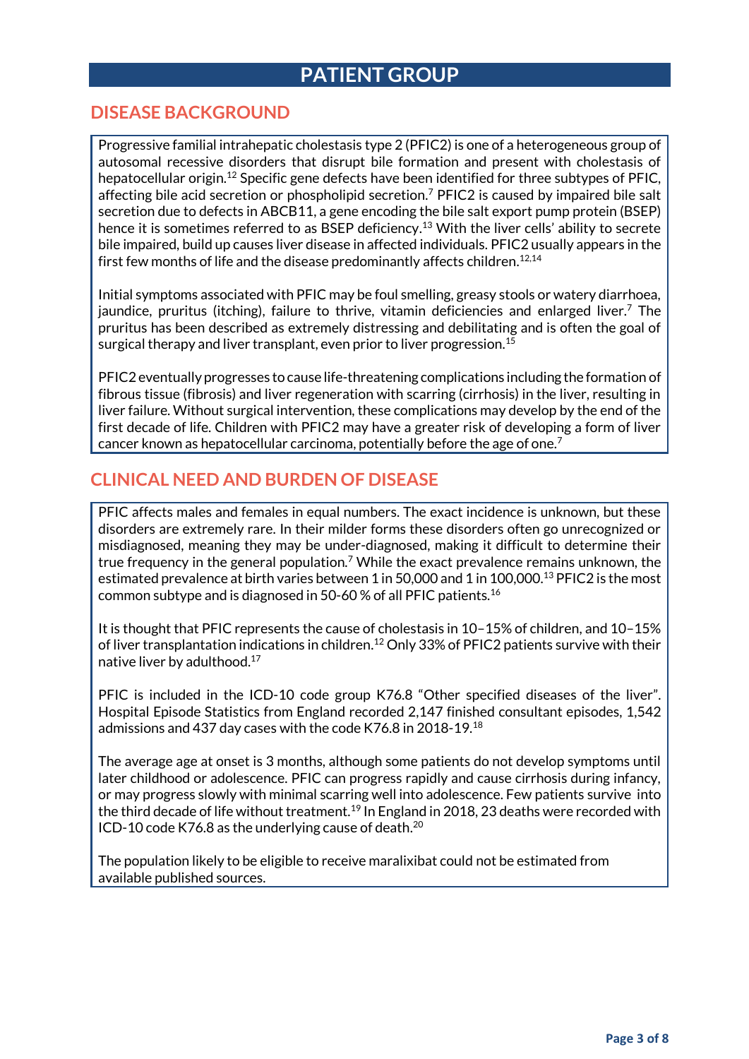# PATIENT GROUP

## DISEASE BACKGROUND

Progressive familial intrahepatic cholestasis type 2 (PFIC2) is one of a heterogeneous group of autosomal recessive disorders that disrupt bile formation and present with cholestasis of hepatocellular origin.[12] Specific gene defects have been identified for three subtypes of PFIC, affecting bile acid secretion or phospholipid secretion.[7] PFIC2 is caused by impaired bile salt secretion due to defects in ABCB11, a gene encoding the bile salt export pump protein (BSEP) hence it is sometimes referred to as BSEP deficiency.[13] With the liver cells' ability to secrete bile impaired, build up causes liver disease in affected individuals. PFIC2 usually appears in the first few months of life and the disease predominantly affects children.[12,14]

Initial symptoms associated with PFIC may be foul smelling, greasy stools or watery diarrhoea, jaundice, pruritus (itching), failure to thrive, vitamin deficiencies and enlarged liver.[7] The pruritus has been described as extremely distressing and debilitating and is often the goal of surgical therapy and liver transplant, even prior to liver progression.[15]

PFIC2 eventually progresses to cause life-threatening complications including the formation of fibrous tissue (fibrosis) and liver regeneration with scarring (cirrhosis) in the liver, resulting in liver failure. Without surgical intervention, these complications may develop by the end of the first decade of life. Children with PFIC2 may have a greater risk of developing a form of liver cancer known as hepatocellular carcinoma, potentially before the age of one.[7]

## CLINICAL NEED AND BURDEN OF DISEASE

PFIC affects males and females in equal numbers. The exact incidence is unknown, but these disorders are extremely rare. In their milder forms these disorders often go unrecognized or misdiagnosed, meaning they may be under-diagnosed, making it difficult to determine their true frequency in the general population.[7] While the exact prevalence remains unknown, the estimated prevalence at birth varies between 1 in 50,000 and 1 in 100,000.[13] PFIC2 is the most common subtype and is diagnosed in 50-60 % of all PFIC patients.[16]

It is thought that PFIC represents the cause of cholestasis in 10–15% of children, and 10–15% of liver transplantation indications in children.[12] Only 33% of PFIC2 patients survive with their native liver by adulthood.[17]

PFIC is included in the ICD-10 code group K76.8 "Other specified diseases of the liver". Hospital Episode Statistics from England recorded 2,147 finished consultant episodes, 1,542 admissions and 437 day cases with the code K76.8 in 2018-19.[18]

The average age at onset is 3 months, although some patients do not develop symptoms until later childhood or adolescence. PFIC can progress rapidly and cause cirrhosis during infancy, or may progress slowly with minimal scarring well into adolescence. Few patients survive into the third decade of life without treatment.[19] In England in 2018, 23 deaths were recorded with ICD-10 code K76.8 as the underlying cause of death.[20]

The population likely to be eligible to receive maralixibat could not be estimated from available published sources.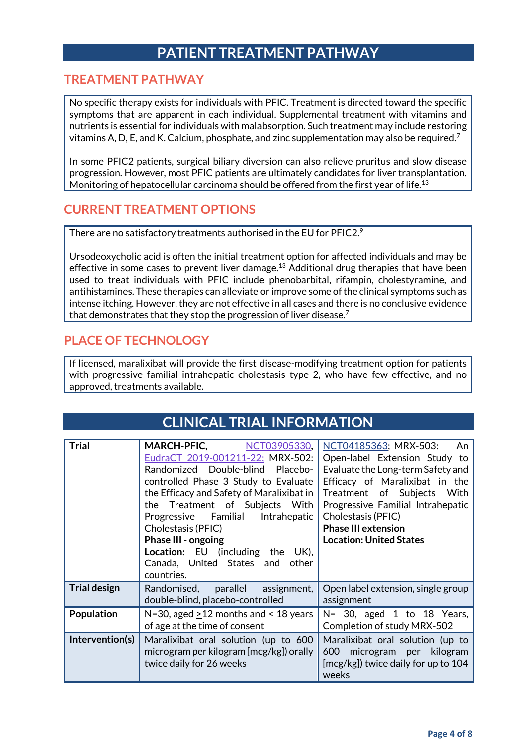# PATIENT TREATMENT PATHWAY

## TREATMENT PATHWAY

No specific therapy exists for individuals with PFIC. Treatment is directed toward the specific symptoms that are apparent in each individual. Supplemental treatment with vitamins and nutrients is essential for individuals with malabsorption. Such treatment may include restoring vitamins A, D, E, and K. Calcium, phosphate, and zinc supplementation may also be required.[7]

In some PFIC2 patients, surgical biliary diversion can also relieve pruritus and slow disease progression. However, most PFIC patients are ultimately candidates for liver transplantation. Monitoring of hepatocellular carcinoma should be offered from the first year of life.[13]

## CURRENT TREATMENT OPTIONS

There are no satisfactory treatments authorised in the EU for PFIC2.[9]

Ursodeoxycholic acid is often the initial treatment option for affected individuals and may be effective in some cases to prevent liver damage.[13] Additional drug therapies that have been used to treat individuals with PFIC include phenobarbital, rifampin, cholestyramine, and antihistamines. These therapies can alleviate or improve some of the clinical symptoms such as intense itching. However, they are not effective in all cases and there is no conclusive evidence that demonstrates that they stop the progression of liver disease.[7]

## PLACE OF TECHNOLOGY

If licensed, maralixibat will provide the first disease-modifying treatment option for patients with progressive familial intrahepatic cholestasis type 2, who have few effective, and no approved, treatments available.

# CLINICAL TRIAL INFORMATION

| **Trial** | MARCH-PFIC, NCT03905330, EudraCT 2019-001211-22; MRX-502: Randomized Double-blind Placebo-controlled Phase 3 Study to Evaluate the Efficacy and Safety of Maralixibat in the Treatment of Subjects With Progressive Familial Intrahepatic Cholestasis (PFIC)<br>**Phase III - ongoing**<br>**Location:** EU (including the UK), Canada, United States and other countries. | NCT04185363; MRX-503: An Open-label Extension Study to Evaluate the Long-term Safety and Efficacy of Maralixibat in the Treatment of Subjects With Progressive Familial Intrahepatic Cholestasis (PFIC)<br>**Phase III extension**<br>**Location: United States** |
|---|---|---|
| **Trial design** | Randomised, parallel assignment, double-blind, placebo-controlled | Open label extension, single group assignment |
| **Population** | N=30, aged ≥12 months and < 18 years of age at the time of consent | N= 30, aged 1 to 18 Years, Completion of study MRX-502 |
| **Intervention(s)** | Maralixibat oral solution (up to 600 microgram per kilogram [mcg/kg]) orally twice daily for 26 weeks | Maralixibat oral solution (up to 600 microgram per kilogram [mcg/kg]) twice daily for up to 104 weeks |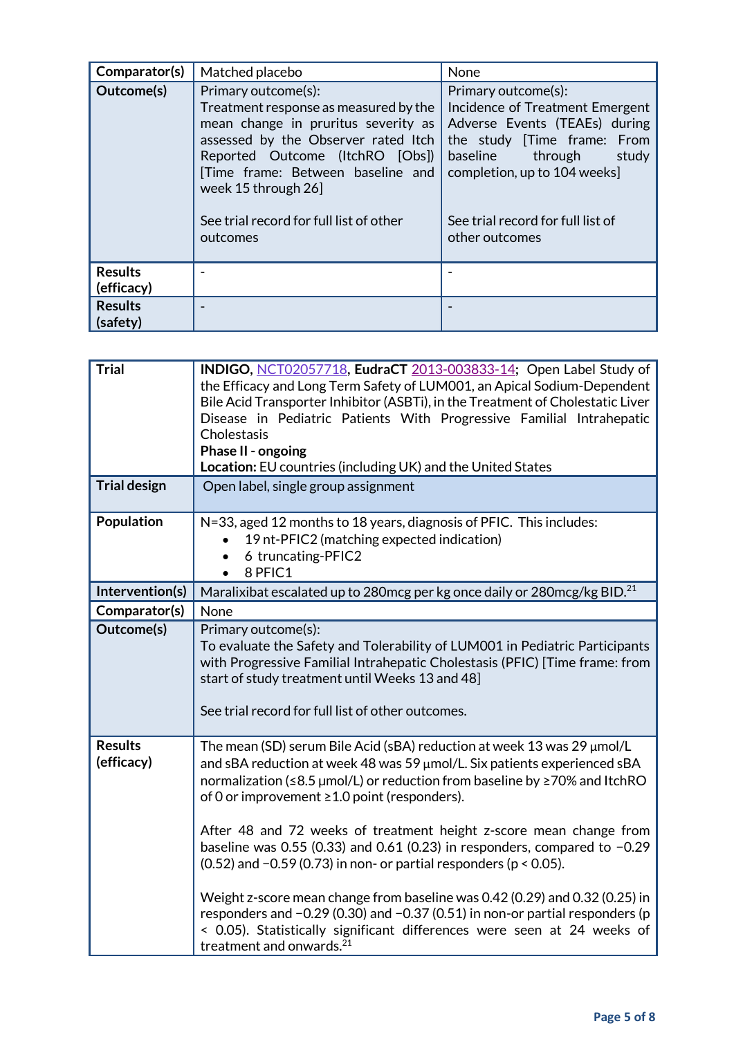| Comparator(s) | Matched placebo | None |
|---|---|---|
| Outcome(s) | Primary outcome(s): Treatment response as measured by the mean change in pruritus severity as assessed by the Observer rated Itch Reported Outcome (ItchRO [Obs]) [Time frame: Between baseline and week 15 through 26]<br><br>See trial record for full list of other outcomes | Primary outcome(s): Incidence of Treatment Emergent Adverse Events (TEAEs) during the study [Time frame: From baseline through study completion, up to 104 weeks]<br><br>See trial record for full list of other outcomes |
| Results (efficacy) | - | - |
| Results (safety) | - | - |

| Trial | **INDIGO,** NCT02057718**, EudraCT** 2013-003833-14**;** Open Label Study of the Efficacy and Long Term Safety of LUM001, an Apical Sodium-Dependent Bile Acid Transporter Inhibitor (ASBTi), in the Treatment of Cholestatic Liver Disease in Pediatric Patients With Progressive Familial Intrahepatic Cholestasis<br>**Phase II - ongoing**<br>**Location:** EU countries (including UK) and the United States |
|---|---|
| Trial design | Open label, single group assignment |
| Population | N=33, aged 12 months to 18 years, diagnosis of PFIC. This includes:<br>• 19 nt-PFIC2 (matching expected indication)<br>• 6 truncating-PFIC2<br>• 8 PFIC1 |
| Intervention(s) | Maralixibat escalated up to 280mcg per kg once daily or 280mcg/kg BID.[21] |
| Comparator(s) | None |
| Outcome(s) | Primary outcome(s):<br>To evaluate the Safety and Tolerability of LUM001 in Pediatric Participants with Progressive Familial Intrahepatic Cholestasis (PFIC) [Time frame: from start of study treatment until Weeks 13 and 48]<br><br>See trial record for full list of other outcomes. |
| Results (efficacy) | The mean (SD) serum Bile Acid (sBA) reduction at week 13 was 29 µmol/L and sBA reduction at week 48 was 59 µmol/L. Six patients experienced sBA normalization (≤8.5 µmol/L) or reduction from baseline by ≥70% and ItchRO of 0 or improvement ≥1.0 point (responders).<br><br>After 48 and 72 weeks of treatment height z-score mean change from baseline was 0.55 (0.33) and 0.61 (0.23) in responders, compared to −0.29 (0.52) and −0.59 (0.73) in non- or partial responders ($p < 0.05$).<br><br>Weight z-score mean change from baseline was 0.42 (0.29) and 0.32 (0.25) in responders and −0.29 (0.30) and −0.37 (0.51) in non-or partial responders ($p < 0.05$). Statistically significant differences were seen at 24 weeks of treatment and onwards.[21] |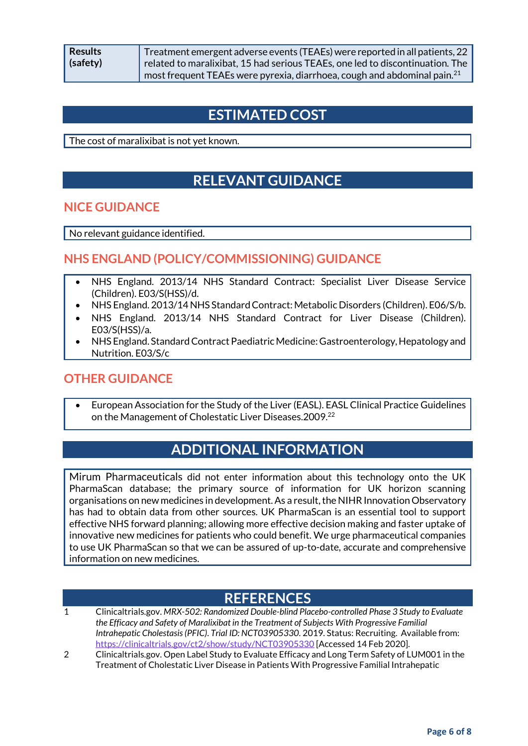| Results (safety) | Treatment emergent adverse events (TEAEs) were reported in all patients, 22 related to maralixibat, 15 had serious TEAEs, one led to discontinuation. The most frequent TEAEs were pyrexia, diarrhoea, cough and abdominal pain.[21] |
|---|---|

## ESTIMATED COST

The cost of maralixibat is not yet known.

## RELEVANT GUIDANCE

### NICE GUIDANCE

No relevant guidance identified.

### NHS ENGLAND (POLICY/COMMISSIONING) GUIDANCE

- NHS England. 2013/14 NHS Standard Contract: Specialist Liver Disease Service (Children). E03/S(HSS)/d.
- NHS England. 2013/14 NHS Standard Contract: Metabolic Disorders (Children). E06/S/b.
- NHS England. 2013/14 NHS Standard Contract for Liver Disease (Children). E03/S(HSS)/a.
- NHS England. Standard Contract Paediatric Medicine: Gastroenterology, Hepatology and Nutrition. E03/S/c

### OTHER GUIDANCE

- European Association for the Study of the Liver (EASL). EASL Clinical Practice Guidelines on the Management of Cholestatic Liver Diseases.2009.[22]

## ADDITIONAL INFORMATION

Mirum Pharmaceuticals did not enter information about this technology onto the UK PharmaScan database; the primary source of information for UK horizon scanning organisations on new medicines in development. As a result, the NIHR Innovation Observatory has had to obtain data from other sources. UK PharmaScan is an essential tool to support effective NHS forward planning; allowing more effective decision making and faster uptake of innovative new medicines for patients who could benefit. We urge pharmaceutical companies to use UK PharmaScan so that we can be assured of up-to-date, accurate and comprehensive information on new medicines.

## REFERENCES

1. Clinicaltrials.gov. *MRX-502: Randomized Double-blind Placebo-controlled Phase 3 Study to Evaluate the Efficacy and Safety of Maralixibat in the Treatment of Subjects With Progressive Familial Intrahepatic Cholestasis (PFIC). Trial ID: NCT03905330.* 2019. Status: Recruiting. Available from: https://clinicaltrials.gov/ct2/show/study/NCT03905330 [Accessed 14 Feb 2020].
2. Clinicaltrials.gov. Open Label Study to Evaluate Efficacy and Long Term Safety of LUM001 in the Treatment of Cholestatic Liver Disease in Patients With Progressive Familial Intrahepatic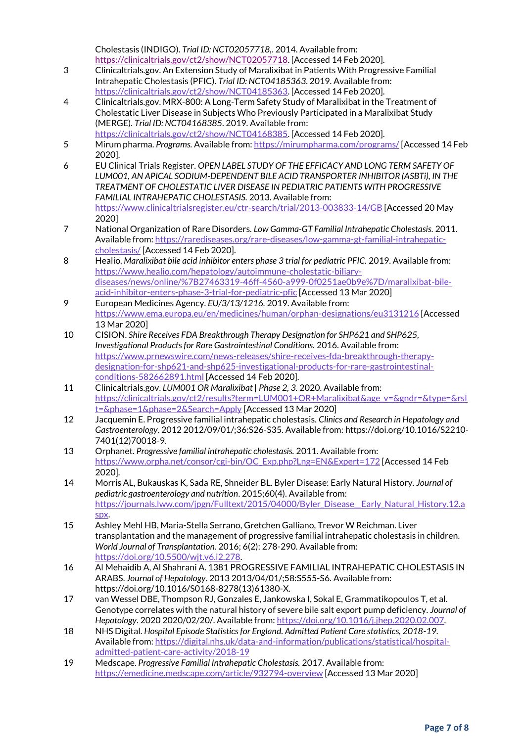Cholestasis (INDIGO). *Trial ID: NCT02057718*,. 2014. Available from: https://clinicaltrials.gov/ct2/show/NCT02057718. [Accessed 14 Feb 2020].

3 Clinicaltrials.gov. An Extension Study of Maralixibat in Patients With Progressive Familial Intrahepatic Cholestasis (PFIC). *Trial ID: NCT04185363*. 2019. Available from: https://clinicaltrials.gov/ct2/show/NCT04185363. [Accessed 14 Feb 2020].

4 Clinicaltrials.gov. MRX-800: A Long-Term Safety Study of Maralixibat in the Treatment of Cholestatic Liver Disease in Subjects Who Previously Participated in a Maralixibat Study (MERGE). *Trial ID: NCT04168385*. 2019. Available from: https://clinicaltrials.gov/ct2/show/NCT04168385. [Accessed 14 Feb 2020].

5 Mirum pharma. *Programs.* Available from: https://mirumpharma.com/programs/ [Accessed 14 Feb 2020].

6 EU Clinical Trials Register. *OPEN LABEL STUDY OF THE EFFICACY AND LONG TERM SAFETY OF LUM001, AN APICAL SODIUM-DEPENDENT BILE ACID TRANSPORTER INHIBITOR (ASBTi), IN THE TREATMENT OF CHOLESTATIC LIVER DISEASE IN PEDIATRIC PATIENTS WITH PROGRESSIVE FAMILIAL INTRAHEPATIC CHOLESTASIS.* 2013. Available from: https://www.clinicaltrialsregister.eu/ctr-search/trial/2013-003833-14/GB [Accessed 20 May 2020]

7 National Organization of Rare Disorders. *Low Gamma-GT Familial Intrahepatic Cholestasis.* 2011. Available from: https://rarediseases.org/rare-diseases/low-gamma-gt-familial-intrahepatic-cholestasis/ [Accessed 14 Feb 2020].

8 Healio. *Maralixibat bile acid inhibitor enters phase 3 trial for pediatric PFIC.* 2019. Available from: https://www.healio.com/hepatology/autoimmune-cholestatic-biliary-diseases/news/online/%7B27463319-46ff-4560-a999-0f0251ae0b9e%7D/maralixibat-bile-acid-inhibitor-enters-phase-3-trial-for-pediatric-pfic [Accessed 13 Mar 2020]

9 European Medicines Agency. *EU/3/13/1216.* 2019. Available from: https://www.ema.europa.eu/en/medicines/human/orphan-designations/eu3131216 [Accessed 13 Mar 2020]

10 CISION. *Shire Receives FDA Breakthrough Therapy Designation for SHP621 and SHP625, Investigational Products for Rare Gastrointestinal Conditions.* 2016. Available from: https://www.prnewswire.com/news-releases/shire-receives-fda-breakthrough-therapy-designation-for-shp621-and-shp625-investigational-products-for-rare-gastrointestinal-conditions-582662891.html [Accessed 14 Feb 2020].

11 Clinicaltrials.gov. *LUM001 OR Maralixibat | Phase 2, 3.* 2020. Available from: https://clinicaltrials.gov/ct2/results?term=LUM001+OR+Maralixibat&age_v=&gndr=&type=&rslt=&phase=1&phase=2&Search=Apply [Accessed 13 Mar 2020]

12 Jacquemin E. Progressive familial intrahepatic cholestasis. *Clinics and Research in Hepatology and Gastroenterology*. 2012 2012/09/01/;36:S26-S35. Available from: https://doi.org/10.1016/S2210-7401(12)70018-9.

13 Orphanet. *Progressive familial intrahepatic cholestasis.* 2011. Available from: https://www.orpha.net/consor/cgi-bin/OC_Exp.php?Lng=EN&Expert=172 [Accessed 14 Feb 2020].

14 Morris AL, Bukauskas K, Sada RE, Shneider BL. Byler Disease: Early Natural History. *Journal of pediatric gastroenterology and nutrition*. 2015;60(4). Available from: https://journals.lww.com/jpgn/Fulltext/2015/04000/Byler_Disease__Early_Natural_History.12.aspx.

15 Ashley Mehl HB, Maria-Stella Serrano, Gretchen Galliano, Trevor W Reichman. Liver transplantation and the management of progressive familial intrahepatic cholestasis in children. *World Journal of Transplantation*. 2016; 6(2): 278-290. Available from: https://doi.org/10.5500/wjt.v6.i2.278.

16 Al Mehaidib A, Al Shahrani A. 1381 PROGRESSIVE FAMILIAL INTRAHEPATIC CHOLESTASIS IN ARABS. *Journal of Hepatology*. 2013 2013/04/01/;58:S555-S6. Available from: https://doi.org/10.1016/S0168-8278(13)61380-X.

17 van Wessel DBE, Thompson RJ, Gonzales E, Jankowska I, Sokal E, Grammatikopoulos T, et al. Genotype correlates with the natural history of severe bile salt export pump deficiency. *Journal of Hepatology*. 2020 2020/02/20/. Available from: https://doi.org/10.1016/j.jhep.2020.02.007.

18 NHS Digital. *Hospital Episode Statistics for England. Admitted Patient Care statistics, 2018-19.* Available from: https://digital.nhs.uk/data-and-information/publications/statistical/hospital-admitted-patient-care-activity/2018-19

19 Medscape. *Progressive Familial Intrahepatic Cholestasis.* 2017. Available from: https://emedicine.medscape.com/article/932794-overview [Accessed 13 Mar 2020]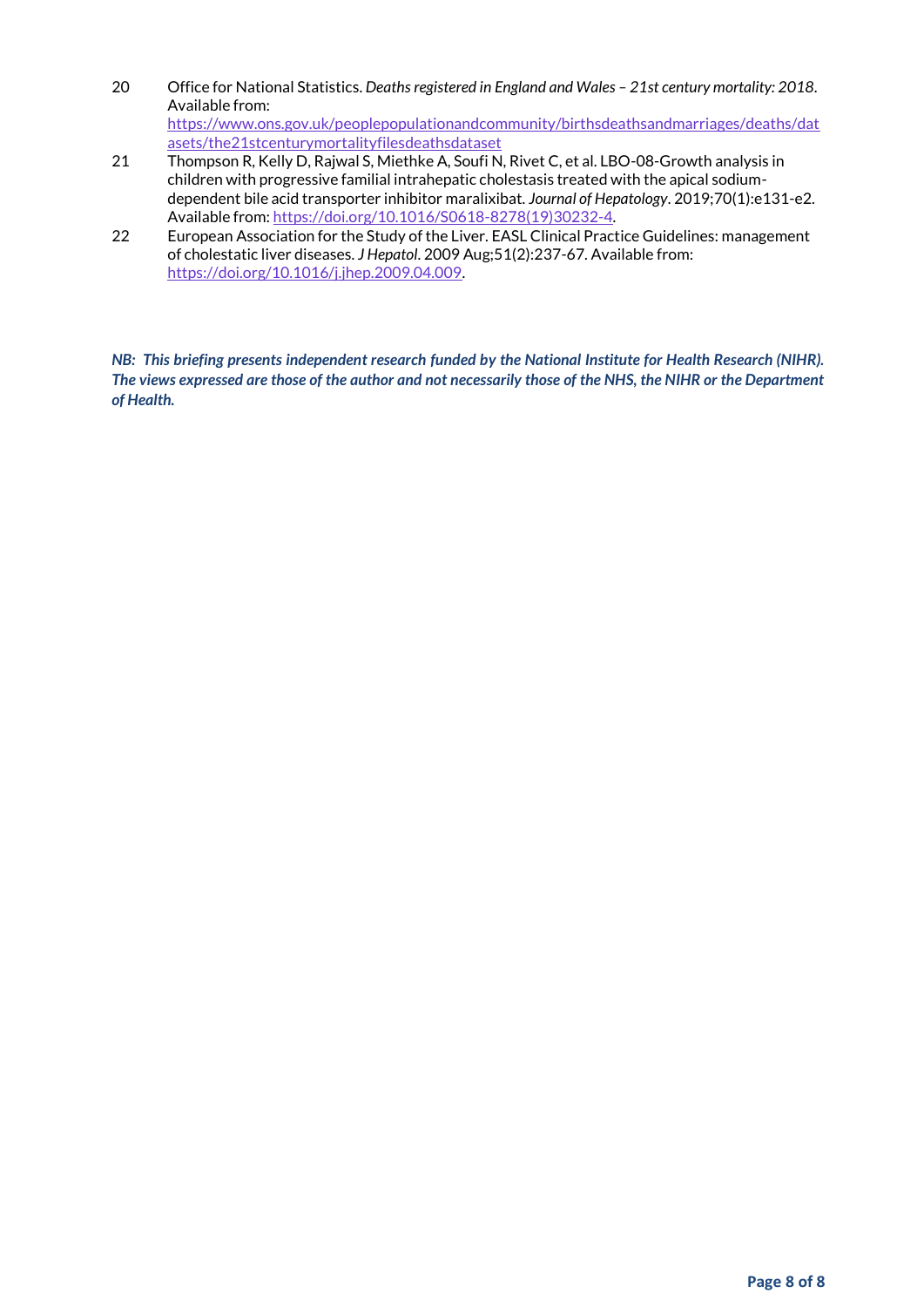20 Office for National Statistics. *Deaths registered in England and Wales – 21st century mortality: 2018*. Available from: https://www.ons.gov.uk/peoplepopulationandcommunity/birthsdeathsandmarriages/deaths/datasets/the21stcenturymortalityfilesdeathsdataset

21 Thompson R, Kelly D, Rajwal S, Miethke A, Soufi N, Rivet C, et al. LBO-08-Growth analysis in children with progressive familial intrahepatic cholestasis treated with the apical sodium-dependent bile acid transporter inhibitor maralixibat. *Journal of Hepatology*. 2019;70(1):e131-e2. Available from: https://doi.org/10.1016/S0618-8278(19)30232-4.

22 European Association for the Study of the Liver. EASL Clinical Practice Guidelines: management of cholestatic liver diseases. *J Hepatol*. 2009 Aug;51(2):237-67. Available from: https://doi.org/10.1016/j.jhep.2009.04.009.

***NB: This briefing presents independent research funded by the National Institute for Health Research (NIHR). The views expressed are those of the author and not necessarily those of the NHS, the NIHR or the Department of Health.***